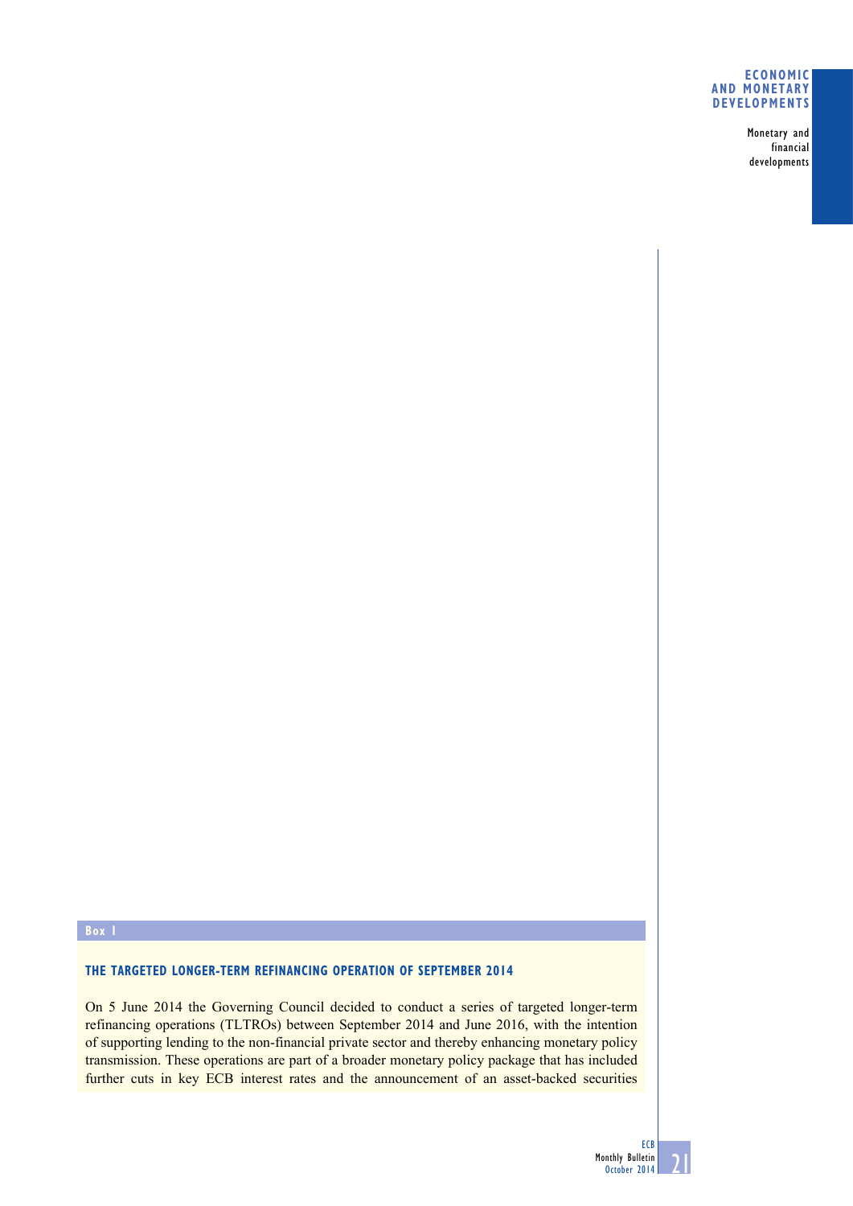**Box 1**

## THE TARGETED LONGER-TERM REFINANCING OPERATION OF SEPTEMBER 2014

On 5 June 2014 the Governing Council decided to conduct a series of targeted longer-term refinancing operations (TLTROs) between September 2014 and June 2016, with the intention of supporting lending to the non-financial private sector and thereby enhancing monetary policy transmission. These operations are part of a broader monetary policy package that has included further cuts in key ECB interest rates and the announcement of an asset-backed securities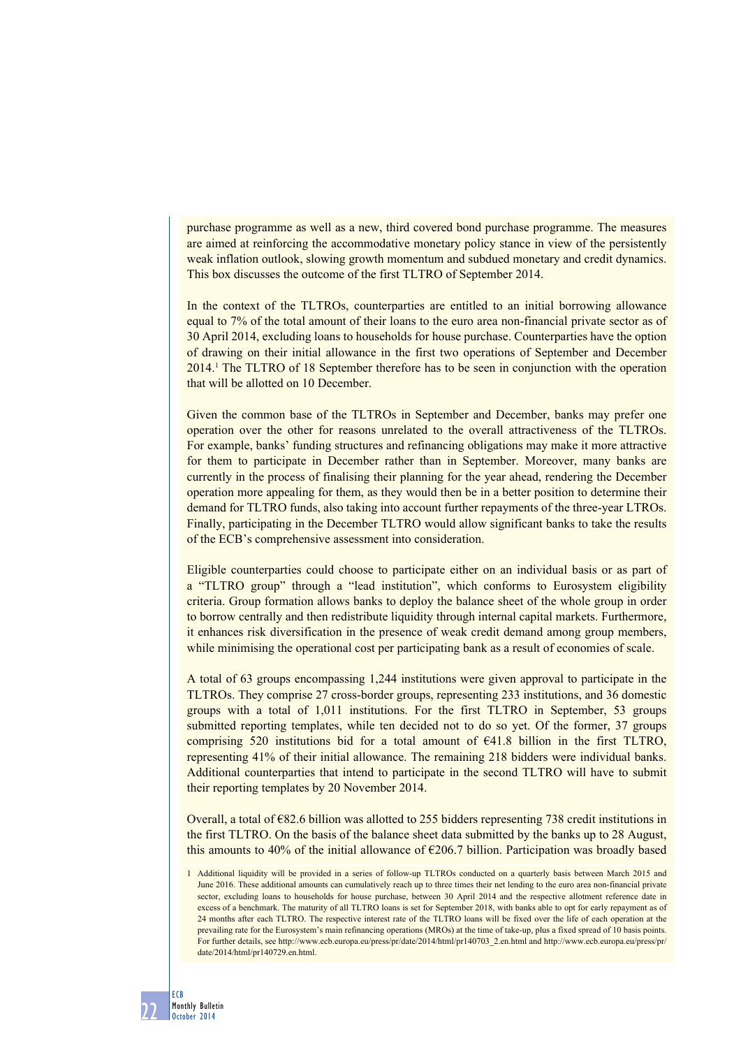purchase programme as well as a new, third covered bond purchase programme. The measures are aimed at reinforcing the accommodative monetary policy stance in view of the persistently weak inflation outlook, slowing growth momentum and subdued monetary and credit dynamics. This box discusses the outcome of the first TLTRO of September 2014.

In the context of the TLTROs, counterparties are entitled to an initial borrowing allowance equal to 7% of the total amount of their loans to the euro area non-financial private sector as of 30 April 2014, excluding loans to households for house purchase. Counterparties have the option of drawing on their initial allowance in the first two operations of September and December 2014.[1] The TLTRO of 18 September therefore has to be seen in conjunction with the operation that will be allotted on 10 December.

Given the common base of the TLTROs in September and December, banks may prefer one operation over the other for reasons unrelated to the overall attractiveness of the TLTROs. For example, banks' funding structures and refinancing obligations may make it more attractive for them to participate in December rather than in September. Moreover, many banks are currently in the process of finalising their planning for the year ahead, rendering the December operation more appealing for them, as they would then be in a better position to determine their demand for TLTRO funds, also taking into account further repayments of the three-year LTROs. Finally, participating in the December TLTRO would allow significant banks to take the results of the ECB's comprehensive assessment into consideration.

Eligible counterparties could choose to participate either on an individual basis or as part of a "TLTRO group" through a "lead institution", which conforms to Eurosystem eligibility criteria. Group formation allows banks to deploy the balance sheet of the whole group in order to borrow centrally and then redistribute liquidity through internal capital markets. Furthermore, it enhances risk diversification in the presence of weak credit demand among group members, while minimising the operational cost per participating bank as a result of economies of scale.

A total of 63 groups encompassing 1,244 institutions were given approval to participate in the TLTROs. They comprise 27 cross-border groups, representing 233 institutions, and 36 domestic groups with a total of 1,011 institutions. For the first TLTRO in September, 53 groups submitted reporting templates, while ten decided not to do so yet. Of the former, 37 groups comprising 520 institutions bid for a total amount of €41.8 billion in the first TLTRO, representing 41% of their initial allowance. The remaining 218 bidders were individual banks. Additional counterparties that intend to participate in the second TLTRO will have to submit their reporting templates by 20 November 2014.

Overall, a total of €82.6 billion was allotted to 255 bidders representing 738 credit institutions in the first TLTRO. On the basis of the balance sheet data submitted by the banks up to 28 August, this amounts to 40% of the initial allowance of €206.7 billion. Participation was broadly based

1 Additional liquidity will be provided in a series of follow-up TLTROs conducted on a quarterly basis between March 2015 and June 2016. These additional amounts can cumulatively reach up to three times their net lending to the euro area non-financial private sector, excluding loans to households for house purchase, between 30 April 2014 and the respective allotment reference date in excess of a benchmark. The maturity of all TLTRO loans is set for September 2018, with banks able to opt for early repayment as of 24 months after each TLTRO. The respective interest rate of the TLTRO loans will be fixed over the life of each operation at the prevailing rate for the Eurosystem's main refinancing operations (MROs) at the time of take-up, plus a fixed spread of 10 basis points. For further details, see http://www.ecb.europa.eu/press/pr/date/2014/html/pr140703_2.en.html and http://www.ecb.europa.eu/press/pr/date/2014/html/pr140729.en.html.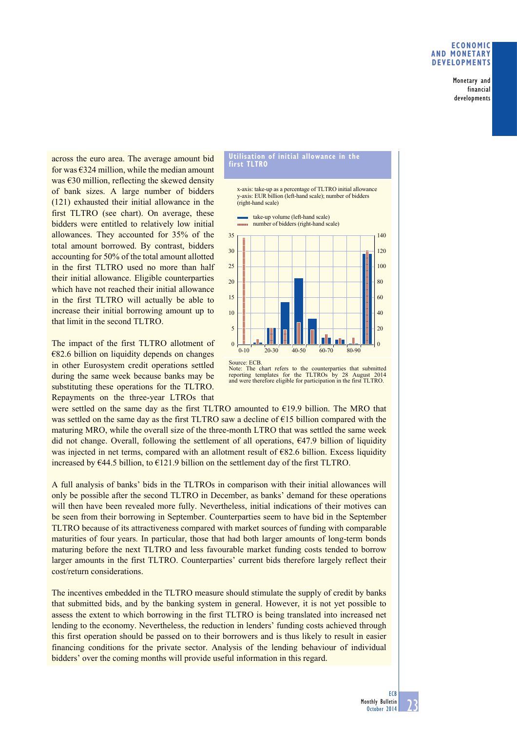across the euro area. The average amount bid for was €324 million, while the median amount was €30 million, reflecting the skewed density of bank sizes. A large number of bidders (121) exhausted their initial allowance in the first TLTRO (see chart). On average, these bidders were entitled to relatively low initial allowances. They accounted for 35% of the total amount borrowed. By contrast, bidders accounting for 50% of the total amount allotted in the first TLTRO used no more than half their initial allowance. Eligible counterparties which have not reached their initial allowance in the first TLTRO will actually be able to increase their initial borrowing amount up to that limit in the second TLTRO.

**Utilisation of initial allowance in the first TLTRO**

x-axis: take-up as a percentage of TLTRO initial allowance
y-axis: EUR billion (left-hand scale); number of bidders (right-hand scale)

take-up volume (left-hand scale)
number of bidders (right-hand scale)

35 30 25 20 15 10 5 0
140 120 100 80 60 40 20 0
0-10 20-30 40-50 60-70 80-90

Source: ECB.
Note: The chart refers to the counterparties that submitted reporting templates for the TLTROs by 28 August 2014 and were therefore eligible for participation in the first TLTRO.

The impact of the first TLTRO allotment of €82.6 billion on liquidity depends on changes in other Eurosystem credit operations settled during the same week because banks may be substituting these operations for the TLTRO. Repayments on the three-year LTROs that were settled on the same day as the first TLTRO amounted to €19.9 billion. The MRO that was settled on the same day as the first TLTRO saw a decline of €15 billion compared with the maturing MRO, while the overall size of the three-month LTRO that was settled the same week did not change. Overall, following the settlement of all operations, €47.9 billion of liquidity was injected in net terms, compared with an allotment result of €82.6 billion. Excess liquidity increased by €44.5 billion, to €121.9 billion on the settlement day of the first TLTRO.

A full analysis of banks' bids in the TLTROs in comparison with their initial allowances will only be possible after the second TLTRO in December, as banks' demand for these operations will then have been revealed more fully. Nevertheless, initial indications of their motives can be seen from their borrowing in September. Counterparties seem to have bid in the September TLTRO because of its attractiveness compared with market sources of funding with comparable maturities of four years. In particular, those that had both larger amounts of long-term bonds maturing before the next TLTRO and less favourable market funding costs tended to borrow larger amounts in the first TLTRO. Counterparties' current bids therefore largely reflect their cost/return considerations.

The incentives embedded in the TLTRO measure should stimulate the supply of credit by banks that submitted bids, and by the banking system in general. However, it is not yet possible to assess the extent to which borrowing in the first TLTRO is being translated into increased net lending to the economy. Nevertheless, the reduction in lenders' funding costs achieved through this first operation should be passed on to their borrowers and is thus likely to result in easier financing conditions for the private sector. Analysis of the lending behaviour of individual bidders' over the coming months will provide useful information in this regard.